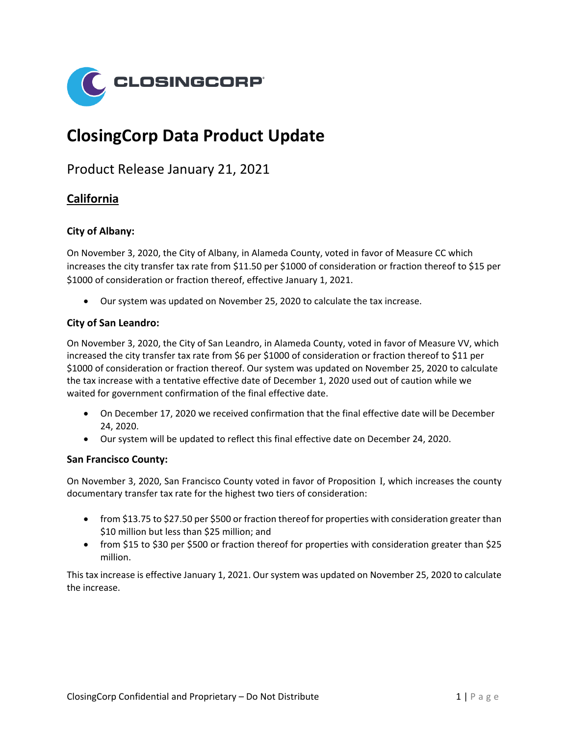# ClosingCorp Data Product Update

## Product Release January 21, 2021

## California

### City of Albany:

On November 3, 2020, the City of Albany, in Alameda County, voted in favor of Measure CC which increases the city transfer tax rate from $11.50 per $1000 of consideration or fraction thereof to $15 per $1000 of consideration or fraction thereof, effective January 1, 2021.

- Our system was updated on November 25, 2020 to calculate the tax increase.

### City of San Leandro:

On November 3, 2020, the City of San Leandro, in Alameda County, voted in favor of Measure VV, which increased the city transfer tax rate from $6 per $1000 of consideration or fraction thereof to $11 per $1000 of consideration or fraction thereof. Our system was updated on November 25, 2020 to calculate the tax increase with a tentative effective date of December 1, 2020 used out of caution while we waited for government confirmation of the final effective date.

- On December 17, 2020 we received confirmation that the final effective date will be December 24, 2020.
- Our system will be updated to reflect this final effective date on December 24, 2020.

### San Francisco County:

On November 3, 2020, San Francisco County voted in favor of Proposition I, which increases the county documentary transfer tax rate for the highest two tiers of consideration:

- from $13.75 to $27.50 per $500 or fraction thereof for properties with consideration greater than $10 million but less than $25 million; and
- from $15 to $30 per $500 or fraction thereof for properties with consideration greater than $25 million.

This tax increase is effective January 1, 2021. Our system was updated on November 25, 2020 to calculate the increase.

ClosingCorp Confidential and Proprietary – Do Not Distribute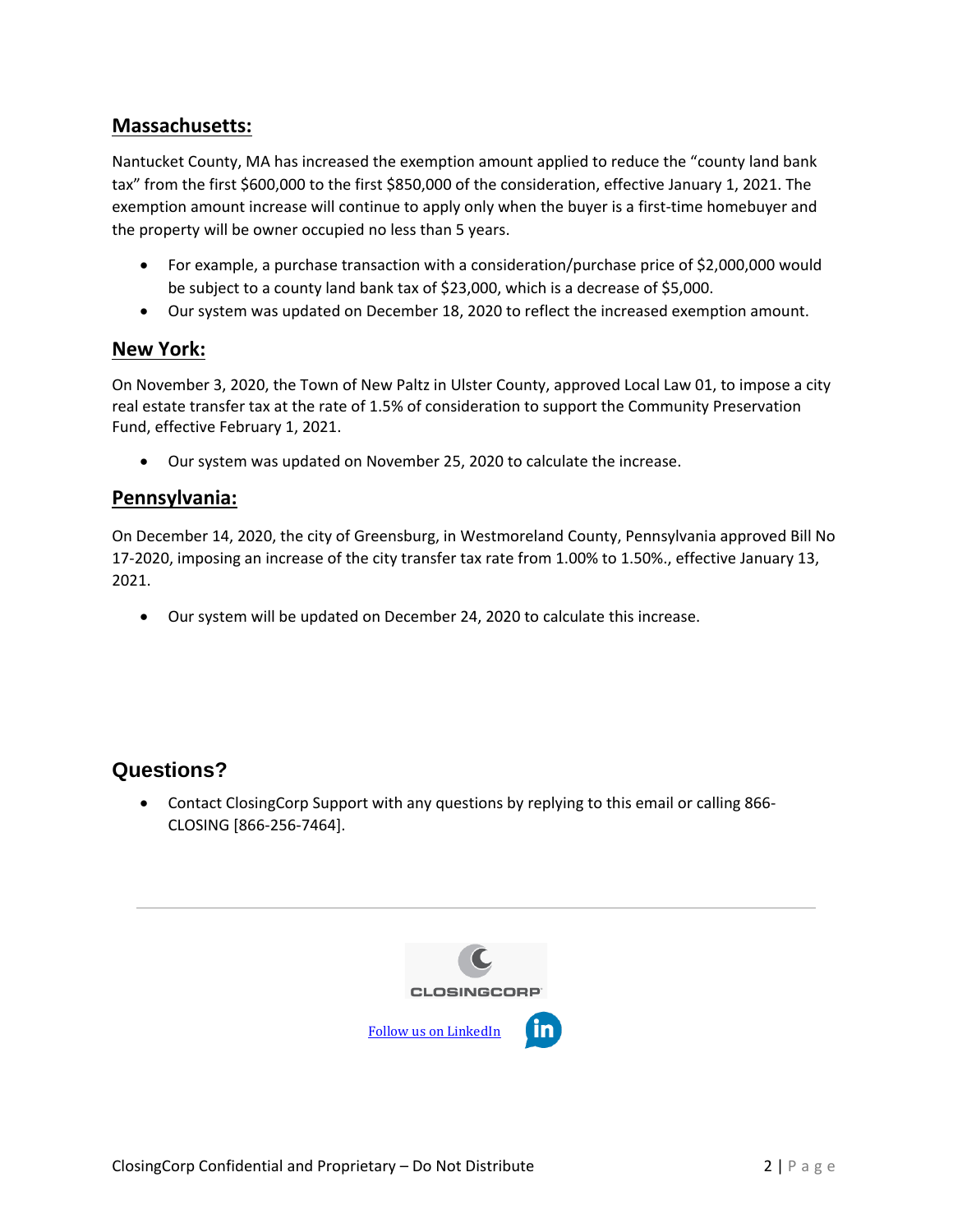## Massachusetts:

Nantucket County, MA has increased the exemption amount applied to reduce the "county land bank tax" from the first $600,000 to the first $850,000 of the consideration, effective January 1, 2021. The exemption amount increase will continue to apply only when the buyer is a first-time homebuyer and the property will be owner occupied no less than 5 years.

- For example, a purchase transaction with a consideration/purchase price of $2,000,000 would be subject to a county land bank tax of $23,000, which is a decrease of $5,000.
- Our system was updated on December 18, 2020 to reflect the increased exemption amount.

## New York:

On November 3, 2020, the Town of New Paltz in Ulster County, approved Local Law 01, to impose a city real estate transfer tax at the rate of 1.5% of consideration to support the Community Preservation Fund, effective February 1, 2021.

- Our system was updated on November 25, 2020 to calculate the increase.

## Pennsylvania:

On December 14, 2020, the city of Greensburg, in Westmoreland County, Pennsylvania approved Bill No 17-2020, imposing an increase of the city transfer tax rate from 1.00% to 1.50%., effective January 13, 2021.

- Our system will be updated on December 24, 2020 to calculate this increase.

## Questions?

- Contact ClosingCorp Support with any questions by replying to this email or calling 866-CLOSING [866-256-7464].

---

CLOSINGCORP

Follow us on LinkedIn

ClosingCorp Confidential and Proprietary – Do Not Distribute